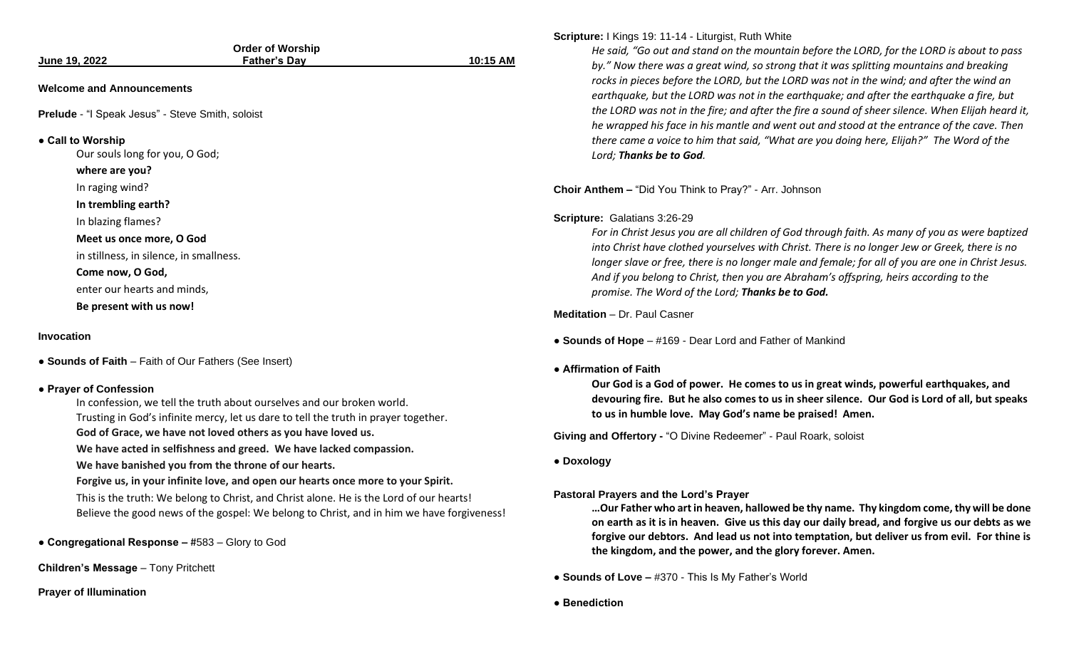# Order of Worship

**June 19, 2022** — **Father's Day** — **10:15 AM**

**Welcome and Announcements**

**Prelude** - "I Speak Jesus" - Steve Smith, soloist

**● Call to Worship**

Our souls long for you, O God;
**where are you?**
In raging wind?
**In trembling earth?**
In blazing flames?
**Meet us once more, O God**
in stillness, in silence, in smallness.
**Come now, O God,**
enter our hearts and minds,
**Be present with us now!**

**Invocation**

**● Sounds of Faith** – Faith of Our Fathers (See Insert)

**● Prayer of Confession**

In confession, we tell the truth about ourselves and our broken world.
Trusting in God's infinite mercy, let us dare to tell the truth in prayer together.
**God of Grace, we have not loved others as you have loved us.**
**We have acted in selfishness and greed. We have lacked compassion.**
**We have banished you from the throne of our hearts.**
**Forgive us, in your infinite love, and open our hearts once more to your Spirit.**
This is the truth: We belong to Christ, and Christ alone. He is the Lord of our hearts!
Believe the good news of the gospel: We belong to Christ, and in him we have forgiveness!

**● Congregational Response –** #583 – Glory to God

**Children's Message** – Tony Pritchett

**Prayer of Illumination**

**Scripture:** I Kings 19: 11-14 - Liturgist, Ruth White

*He said, "Go out and stand on the mountain before the LORD, for the LORD is about to pass by." Now there was a great wind, so strong that it was splitting mountains and breaking rocks in pieces before the LORD, but the LORD was not in the wind; and after the wind an earthquake, but the LORD was not in the earthquake; and after the earthquake a fire, but the LORD was not in the fire; and after the fire a sound of sheer silence. When Elijah heard it, he wrapped his face in his mantle and went out and stood at the entrance of the cave. Then there came a voice to him that said, "What are you doing here, Elijah?" The Word of the Lord;* ***Thanks be to God****.*

**Choir Anthem –** "Did You Think to Pray?" - Arr. Johnson

**Scripture:** Galatians 3:26-29

*For in Christ Jesus you are all children of God through faith. As many of you as were baptized into Christ have clothed yourselves with Christ. There is no longer Jew or Greek, there is no longer slave or free, there is no longer male and female; for all of you are one in Christ Jesus. And if you belong to Christ, then you are Abraham's offspring, heirs according to the promise. The Word of the Lord;* ***Thanks be to God.***

**Meditation** – Dr. Paul Casner

**● Sounds of Hope** – #169 - Dear Lord and Father of Mankind

**● Affirmation of Faith**

**Our God is a God of power. He comes to us in great winds, powerful earthquakes, and devouring fire. But he also comes to us in sheer silence. Our God is Lord of all, but speaks to us in humble love. May God's name be praised! Amen.**

**Giving and Offertory -** "O Divine Redeemer" - Paul Roark, soloist

**● Doxology**

**Pastoral Prayers and the Lord's Prayer**

**…Our Father who art in heaven, hallowed be thy name. Thy kingdom come, thy will be done on earth as it is in heaven. Give us this day our daily bread, and forgive us our debts as we forgive our debtors. And lead us not into temptation, but deliver us from evil. For thine is the kingdom, and the power, and the glory forever. Amen.**

**● Sounds of Love –** #370 - This Is My Father's World

**● Benediction**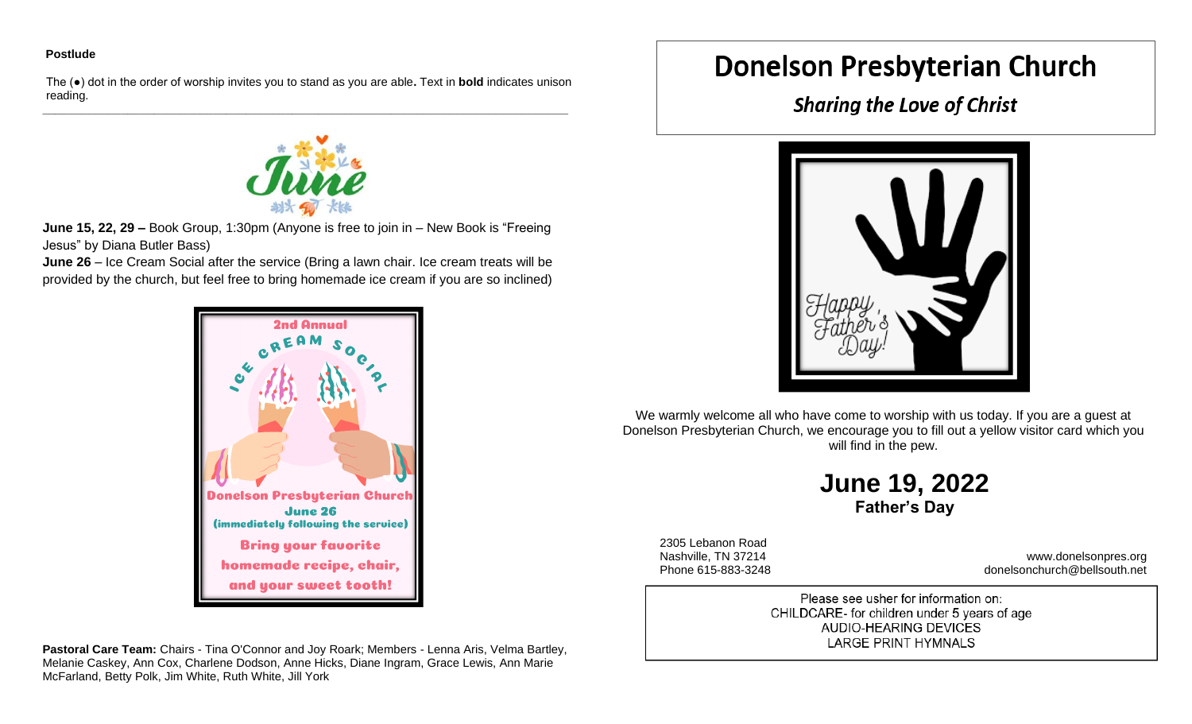**Postlude**

The (●) dot in the order of worship invites you to stand as you are able**.** Text in **bold** indicates unison reading.

---

**June 15, 22, 29 –** Book Group, 1:30pm (Anyone is free to join in – New Book is "Freeing Jesus" by Diana Butler Bass)

**June 26** – Ice Cream Social after the service (Bring a lawn chair. Ice cream treats will be provided by the church, but feel free to bring homemade ice cream if you are so inclined)

**Pastoral Care Team:** Chairs - Tina O'Connor and Joy Roark; Members - Lenna Aris, Velma Bartley, Melanie Caskey, Ann Cox, Charlene Dodson, Anne Hicks, Diane Ingram, Grace Lewis, Ann Marie McFarland, Betty Polk, Jim White, Ruth White, Jill York

# Donelson Presbyterian Church

***Sharing the Love of Christ***

We warmly welcome all who have come to worship with us today. If you are a guest at Donelson Presbyterian Church, we encourage you to fill out a yellow visitor card which you will find in the pew.

## June 19, 2022

**Father's Day**

2305 Lebanon Road
Nashville, TN 37214
Phone 615-883-3248

www.donelsonpres.org
donelsonchurch@bellsouth.net

Please see usher for information on:
CHILDCARE- for children under 5 years of age
AUDIO-HEARING DEVICES
LARGE PRINT HYMNALS